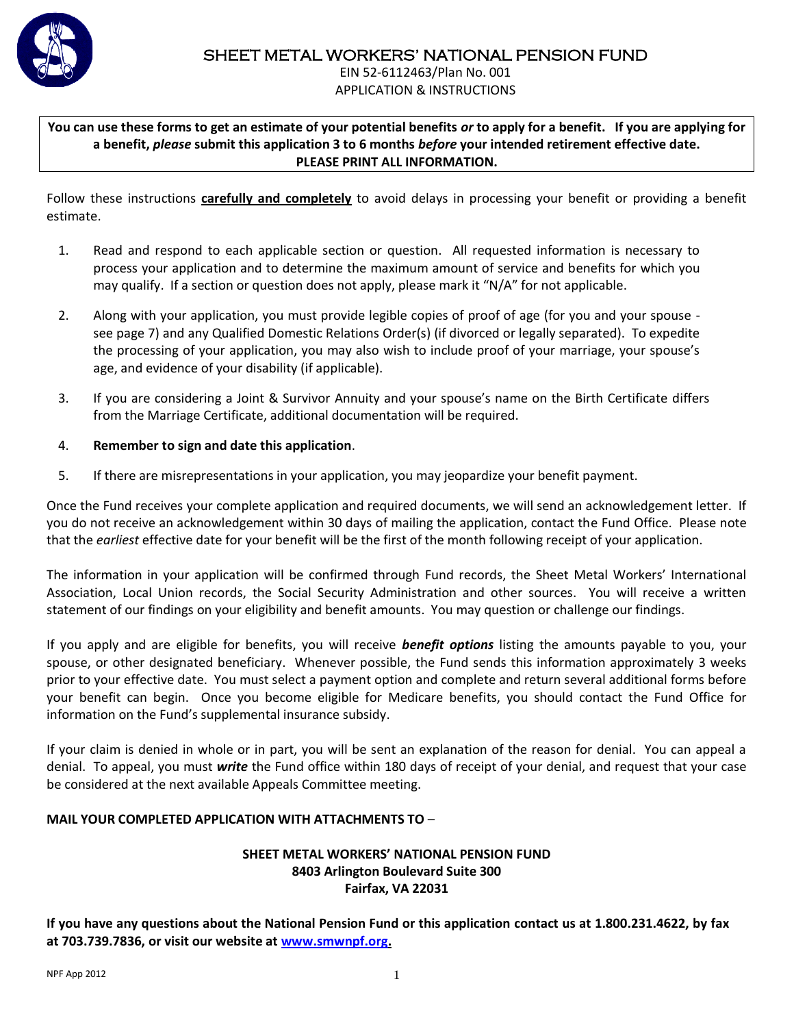# SHEET METAL WORKERS' NATIONAL PENSION FUND

EIN 52-6112463/Plan No. 001

APPLICATION & INSTRUCTIONS

**You can use these forms to get an estimate of your potential benefits *or* to apply for a benefit. If you are applying for a benefit, *please* submit this application 3 to 6 months *before* your intended retirement effective date. PLEASE PRINT ALL INFORMATION.**

Follow these instructions **carefully and completely** to avoid delays in processing your benefit or providing a benefit estimate.

1. Read and respond to each applicable section or question. All requested information is necessary to process your application and to determine the maximum amount of service and benefits for which you may qualify. If a section or question does not apply, please mark it "N/A" for not applicable.

2. Along with your application, you must provide legible copies of proof of age (for you and your spouse - see page 7) and any Qualified Domestic Relations Order(s) (if divorced or legally separated). To expedite the processing of your application, you may also wish to include proof of your marriage, your spouse's age, and evidence of your disability (if applicable).

3. If you are considering a Joint & Survivor Annuity and your spouse's name on the Birth Certificate differs from the Marriage Certificate, additional documentation will be required.

4. **Remember to sign and date this application**.

5. If there are misrepresentations in your application, you may jeopardize your benefit payment.

Once the Fund receives your complete application and required documents, we will send an acknowledgement letter. If you do not receive an acknowledgement within 30 days of mailing the application, contact the Fund Office. Please note that the *earliest* effective date for your benefit will be the first of the month following receipt of your application.

The information in your application will be confirmed through Fund records, the Sheet Metal Workers' International Association, Local Union records, the Social Security Administration and other sources. You will receive a written statement of our findings on your eligibility and benefit amounts. You may question or challenge our findings.

If you apply and are eligible for benefits, you will receive ***benefit options*** listing the amounts payable to you, your spouse, or other designated beneficiary. Whenever possible, the Fund sends this information approximately 3 weeks prior to your effective date. You must select a payment option and complete and return several additional forms before your benefit can begin. Once you become eligible for Medicare benefits, you should contact the Fund Office for information on the Fund's supplemental insurance subsidy.

If your claim is denied in whole or in part, you will be sent an explanation of the reason for denial. You can appeal a denial. To appeal, you must ***write*** the Fund office within 180 days of receipt of your denial, and request that your case be considered at the next available Appeals Committee meeting.

**MAIL YOUR COMPLETED APPLICATION WITH ATTACHMENTS TO** –

**SHEET METAL WORKERS' NATIONAL PENSION FUND**
**8403 Arlington Boulevard Suite 300**
**Fairfax, VA 22031**

**If you have any questions about the National Pension Fund or this application contact us at 1.800.231.4622, by fax at 703.739.7836, or visit our website at www.smwnpf.org.**

NPF App 2012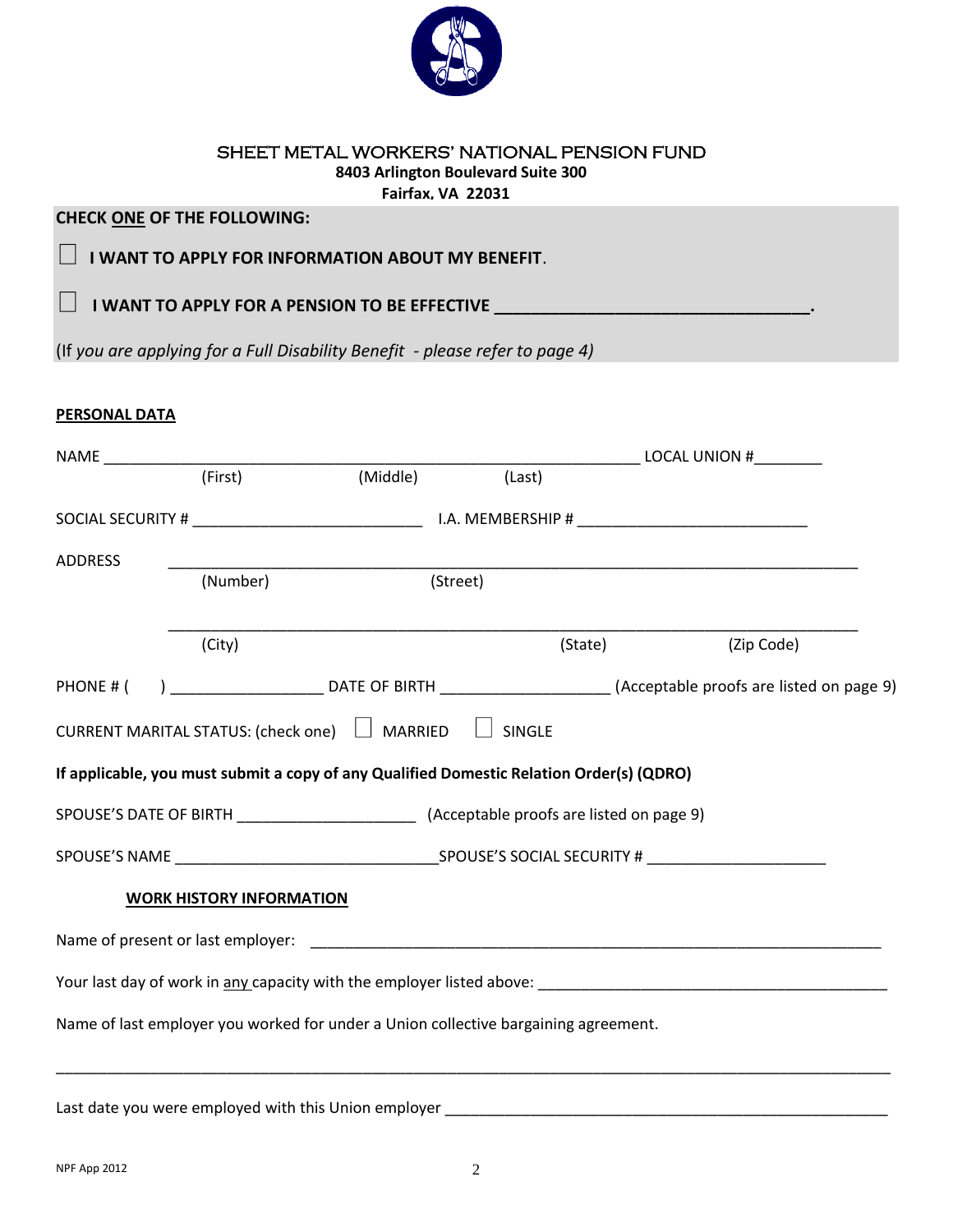# SHEET METAL WORKERS' NATIONAL PENSION FUND

**8403 Arlington Boulevard Suite 300**
**Fairfax, VA 22031**

**CHECK ONE OF THE FOLLOWING:**

☐ **I WANT TO APPLY FOR INFORMATION ABOUT MY BENEFIT**.

☐ **I WANT TO APPLY FOR A PENSION TO BE EFFECTIVE \_\_\_\_\_\_\_\_\_\_\_\_\_\_\_\_\_\_\_\_\_\_\_\_\_\_\_\_\_\_\_\_\_\_.**

(If *you are applying for a Full Disability Benefit - please refer to page 4)*

**PERSONAL DATA**

NAME \_\_\_\_\_\_\_\_\_\_\_\_\_\_\_\_\_\_\_\_\_\_\_\_\_\_\_\_\_\_\_\_\_\_\_\_\_\_\_\_\_\_\_\_\_\_\_\_\_\_\_\_\_\_\_\_\_ LOCAL UNION #\_\_\_\_\_\_\_\_
(First) (Middle) (Last)

SOCIAL SECURITY # \_\_\_\_\_\_\_\_\_\_\_\_\_\_\_\_\_\_\_\_\_\_\_\_\_\_ I.A. MEMBERSHIP # \_\_\_\_\_\_\_\_\_\_\_\_\_\_\_\_\_\_\_\_\_\_\_\_\_\_

ADDRESS \_\_\_\_\_\_\_\_\_\_\_\_\_\_\_\_\_\_\_\_\_\_\_\_\_\_\_\_\_\_\_\_\_\_\_\_\_\_\_\_\_\_\_\_\_\_\_\_\_\_\_\_\_\_\_\_\_\_\_\_\_\_\_\_\_\_\_\_\_\_\_\_\_\_
(Number) (Street)

\_\_\_\_\_\_\_\_\_\_\_\_\_\_\_\_\_\_\_\_\_\_\_\_\_\_\_\_\_\_\_\_\_\_\_\_\_\_\_\_\_\_\_\_\_\_\_\_\_\_\_\_\_\_\_\_\_\_\_\_\_\_\_\_\_\_\_\_\_\_\_\_\_\_
(City) (State) (Zip Code)

PHONE # ( ) \_\_\_\_\_\_\_\_\_\_\_\_\_\_\_\_\_\_ DATE OF BIRTH \_\_\_\_\_\_\_\_\_\_\_\_\_\_\_\_\_\_\_\_ (Acceptable proofs are listed on page 9)

CURRENT MARITAL STATUS: (check one) ☐ MARRIED ☐ SINGLE

**If applicable, you must submit a copy of any Qualified Domestic Relation Order(s) (QDRO)**

SPOUSE'S DATE OF BIRTH \_\_\_\_\_\_\_\_\_\_\_\_\_\_\_\_\_\_\_\_\_ (Acceptable proofs are listed on page 9)

SPOUSE'S NAME \_\_\_\_\_\_\_\_\_\_\_\_\_\_\_\_\_\_\_\_\_\_\_\_\_\_\_\_\_\_SPOUSE'S SOCIAL SECURITY # \_\_\_\_\_\_\_\_\_\_\_\_\_\_\_\_\_\_\_\_\_

**WORK HISTORY INFORMATION**

Name of present or last employer: \_\_\_\_\_\_\_\_\_\_\_\_\_\_\_\_\_\_\_\_\_\_\_\_\_\_\_\_\_\_\_\_\_\_\_\_\_\_\_\_\_\_\_\_\_\_\_\_\_\_\_\_\_\_\_\_\_\_\_\_\_\_\_

Your last day of work in any capacity with the employer listed above: \_\_\_\_\_\_\_\_\_\_\_\_\_\_\_\_\_\_\_\_\_\_\_\_\_\_\_\_\_\_\_\_\_\_\_\_\_\_\_\_

Name of last employer you worked for under a Union collective bargaining agreement.

\_\_\_\_\_\_\_\_\_\_\_\_\_\_\_\_\_\_\_\_\_\_\_\_\_\_\_\_\_\_\_\_\_\_\_\_\_\_\_\_\_\_\_\_\_\_\_\_\_\_\_\_\_\_\_\_\_\_\_\_\_\_\_\_\_\_\_\_\_\_\_\_\_\_\_\_\_\_\_\_\_\_\_\_\_\_\_

Last date you were employed with this Union employer \_\_\_\_\_\_\_\_\_\_\_\_\_\_\_\_\_\_\_\_\_\_\_\_\_\_\_\_\_\_\_\_\_\_\_\_\_\_\_\_\_\_\_\_\_\_\_\_\_\_\_

NPF App 2012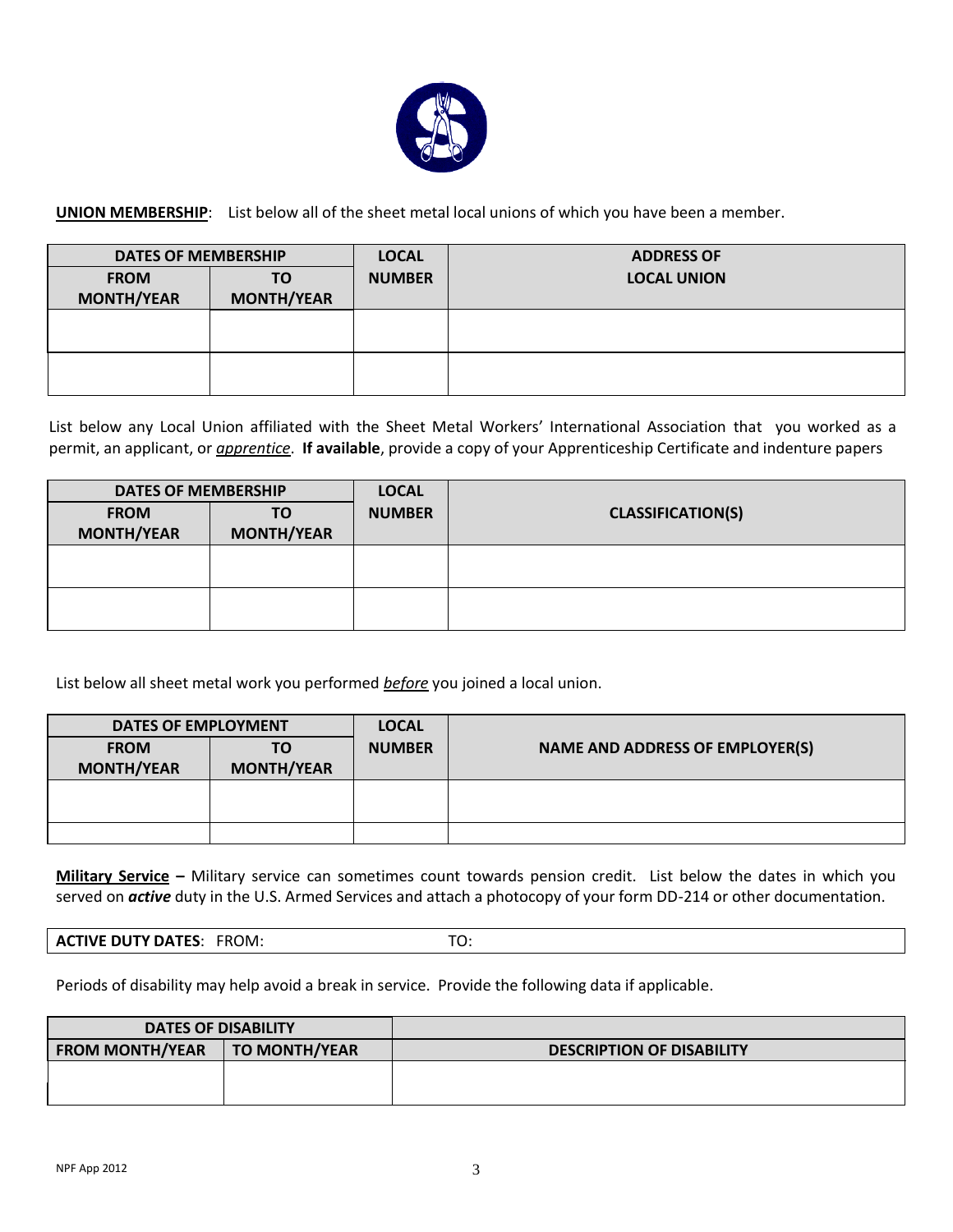**UNION MEMBERSHIP**: List below all of the sheet metal local unions of which you have been a member.

| DATES OF MEMBERSHIP | | LOCAL NUMBER | ADDRESS OF LOCAL UNION |
|---|---|---|---|
| FROM MONTH/YEAR | TO MONTH/YEAR | | |
| | | | |
| | | | |

List below any Local Union affiliated with the Sheet Metal Workers' International Association that you worked as a permit, an applicant, or *apprentice*. **If available**, provide a copy of your Apprenticeship Certificate and indenture papers

| DATES OF MEMBERSHIP | | LOCAL NUMBER | CLASSIFICATION(S) |
|---|---|---|---|
| FROM MONTH/YEAR | TO MONTH/YEAR | | |
| | | | |
| | | | |

List below all sheet metal work you performed *before* you joined a local union.

| DATES OF EMPLOYMENT | | LOCAL NUMBER | NAME AND ADDRESS OF EMPLOYER(S) |
|---|---|---|---|
| FROM MONTH/YEAR | TO MONTH/YEAR | | |
| | | | |
| | | | |

**Military Service –** Military service can sometimes count towards pension credit. List below the dates in which you served on ***active*** duty in the U.S. Armed Services and attach a photocopy of your form DD-214 or other documentation.

| **ACTIVE DUTY DATES**: FROM: | TO: |
|---|---|

Periods of disability may help avoid a break in service. Provide the following data if applicable.

| DATES OF DISABILITY | | |
|---|---|---|
| FROM MONTH/YEAR | TO MONTH/YEAR | DESCRIPTION OF DISABILITY |
| | | |

NPF App 2012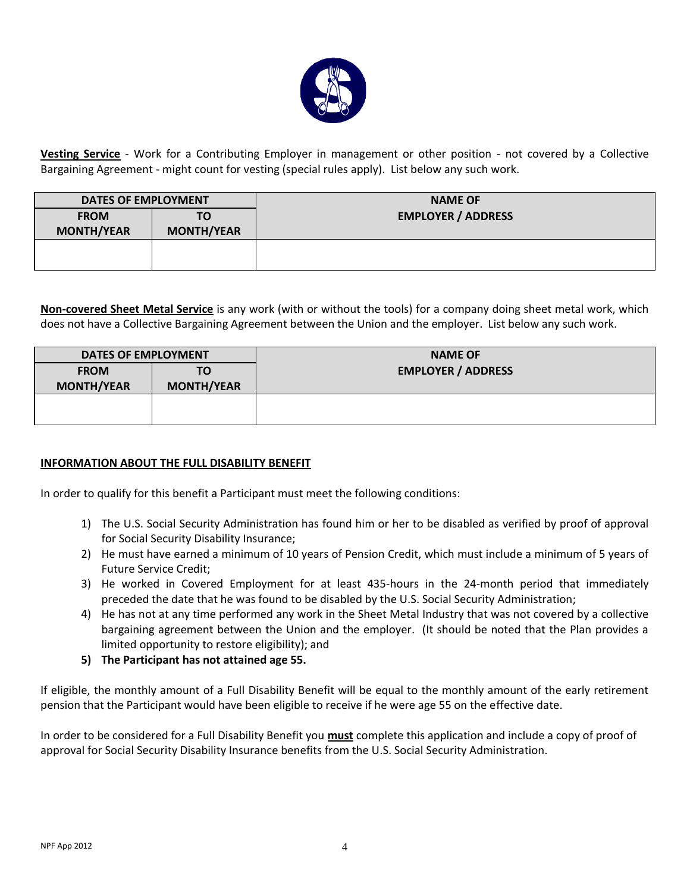**Vesting Service** - Work for a Contributing Employer in management or other position - not covered by a Collective Bargaining Agreement - might count for vesting (special rules apply). List below any such work.

| DATES OF EMPLOYMENT | | NAME OF EMPLOYER / ADDRESS |
|---|---|---|
| FROM MONTH/YEAR | TO MONTH/YEAR | |
| | | |

**Non-covered Sheet Metal Service** is any work (with or without the tools) for a company doing sheet metal work, which does not have a Collective Bargaining Agreement between the Union and the employer. List below any such work.

| DATES OF EMPLOYMENT | | NAME OF EMPLOYER / ADDRESS |
|---|---|---|
| FROM MONTH/YEAR | TO MONTH/YEAR | |
| | | |

**INFORMATION ABOUT THE FULL DISABILITY BENEFIT**

In order to qualify for this benefit a Participant must meet the following conditions:

1) The U.S. Social Security Administration has found him or her to be disabled as verified by proof of approval for Social Security Disability Insurance;
2) He must have earned a minimum of 10 years of Pension Credit, which must include a minimum of 5 years of Future Service Credit;
3) He worked in Covered Employment for at least 435-hours in the 24-month period that immediately preceded the date that he was found to be disabled by the U.S. Social Security Administration;
4) He has not at any time performed any work in the Sheet Metal Industry that was not covered by a collective bargaining agreement between the Union and the employer. (It should be noted that the Plan provides a limited opportunity to restore eligibility); and
5) **The Participant has not attained age 55.**

If eligible, the monthly amount of a Full Disability Benefit will be equal to the monthly amount of the early retirement pension that the Participant would have been eligible to receive if he were age 55 on the effective date.

In order to be considered for a Full Disability Benefit you **must** complete this application and include a copy of proof of approval for Social Security Disability Insurance benefits from the U.S. Social Security Administration.

NPF App 2012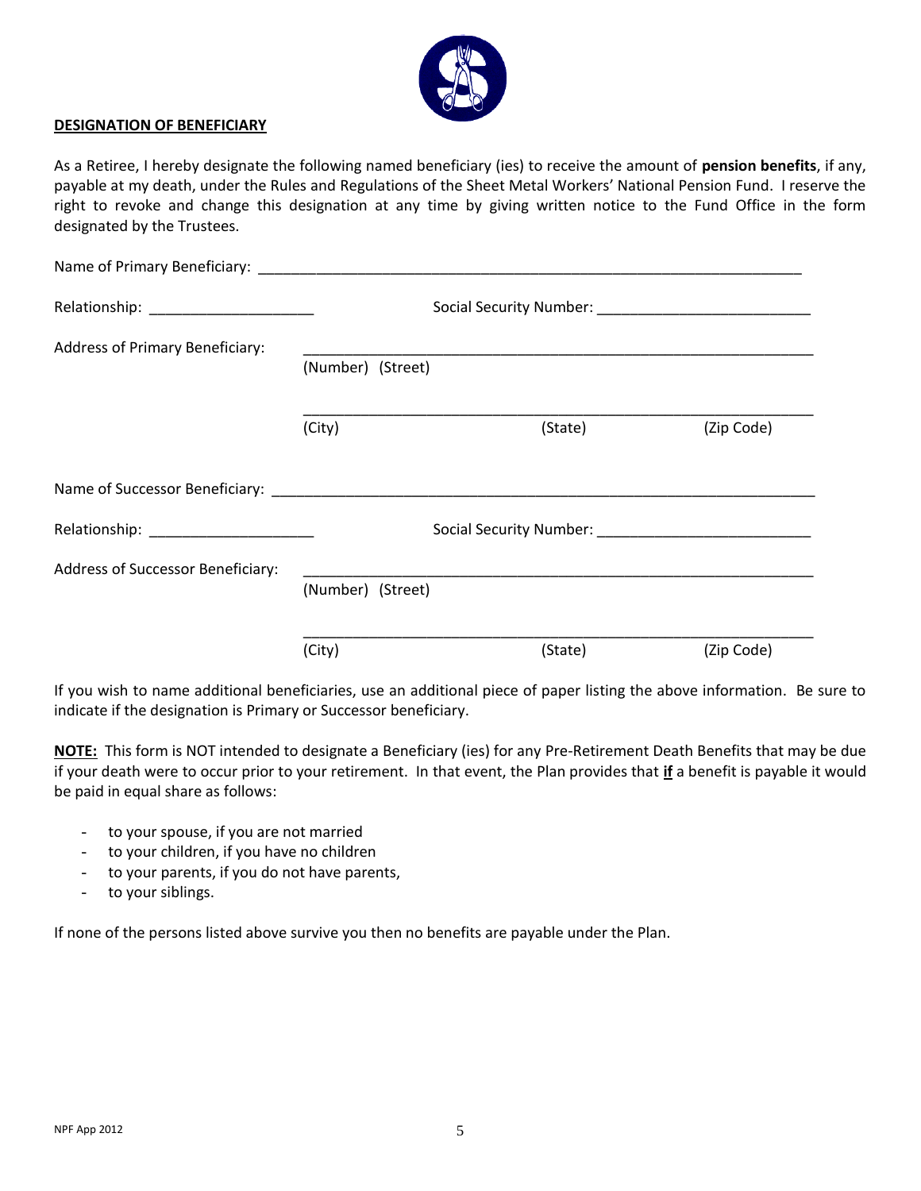## DESIGNATION OF BENEFICIARY

As a Retiree, I hereby designate the following named beneficiary (ies) to receive the amount of **pension benefits**, if any, payable at my death, under the Rules and Regulations of the Sheet Metal Workers' National Pension Fund. I reserve the right to revoke and change this designation at any time by giving written notice to the Fund Office in the form designated by the Trustees.

Name of Primary Beneficiary: ____________________________________________________________________

Relationship: ____________________ Social Security Number: __________________________

Address of Primary Beneficiary: ______________________________________________________________
(Number) (Street)

______________________________________________________________
(City) (State) (Zip Code)

Name of Successor Beneficiary: ____________________________________________________________________

Relationship: ____________________ Social Security Number: __________________________

Address of Successor Beneficiary: ______________________________________________________________
(Number) (Street)

______________________________________________________________
(City) (State) (Zip Code)

If you wish to name additional beneficiaries, use an additional piece of paper listing the above information. Be sure to indicate if the designation is Primary or Successor beneficiary.

**NOTE:** This form is NOT intended to designate a Beneficiary (ies) for any Pre-Retirement Death Benefits that may be due if your death were to occur prior to your retirement. In that event, the Plan provides that **if** a benefit is payable it would be paid in equal share as follows:

- to your spouse, if you are not married
- to your children, if you have no children
- to your parents, if you do not have parents,
- to your siblings.

If none of the persons listed above survive you then no benefits are payable under the Plan.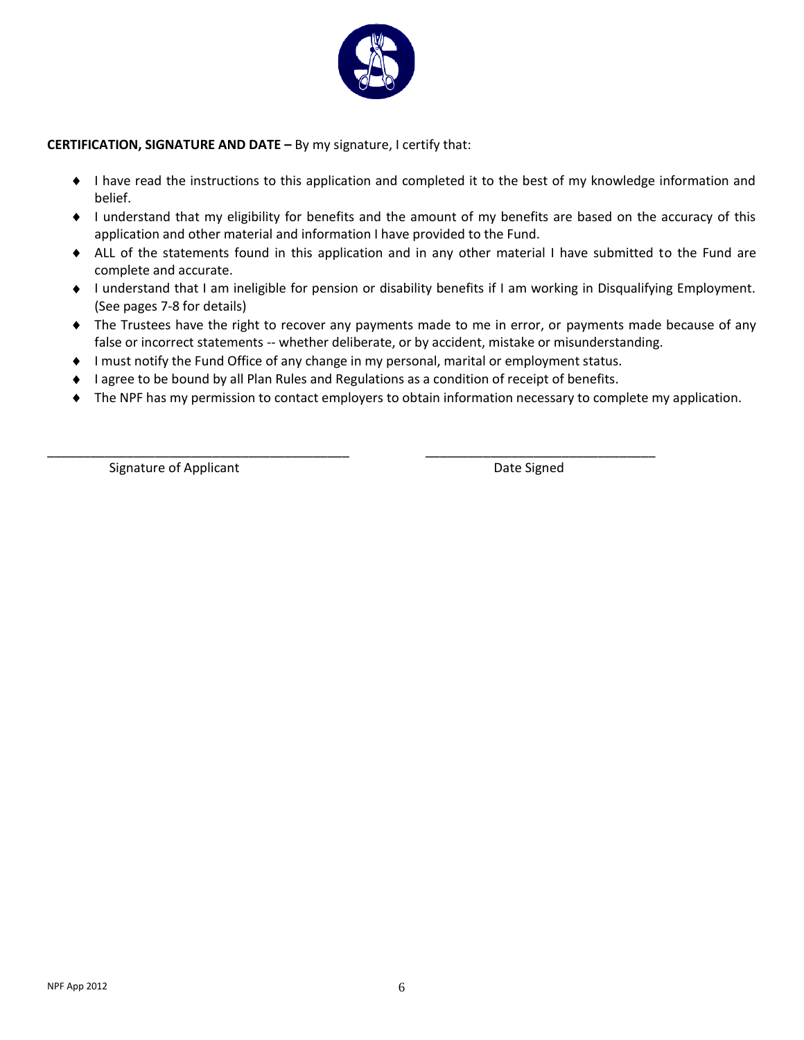**CERTIFICATION, SIGNATURE AND DATE –** By my signature, I certify that:

- I have read the instructions to this application and completed it to the best of my knowledge information and belief.
- I understand that my eligibility for benefits and the amount of my benefits are based on the accuracy of this application and other material and information I have provided to the Fund.
- ALL of the statements found in this application and in any other material I have submitted to the Fund are complete and accurate.
- I understand that I am ineligible for pension or disability benefits if I am working in Disqualifying Employment. (See pages 7-8 for details)
- The Trustees have the right to recover any payments made to me in error, or payments made because of any false or incorrect statements -- whether deliberate, or by accident, mistake or misunderstanding.
- I must notify the Fund Office of any change in my personal, marital or employment status.
- I agree to be bound by all Plan Rules and Regulations as a condition of receipt of benefits.
- The NPF has my permission to contact employers to obtain information necessary to complete my application.

\_\_\_\_\_\_\_\_\_\_\_\_\_\_\_\_\_\_\_\_\_\_\_\_\_\_\_\_\_\_\_\_\_\_\_\_\_\_\_\_\_\_ \_\_\_\_\_\_\_\_\_\_\_\_\_\_\_\_\_\_\_\_\_\_\_\_\_\_\_\_\_\_\_\_

Signature of Applicant Date Signed

NPF App 2012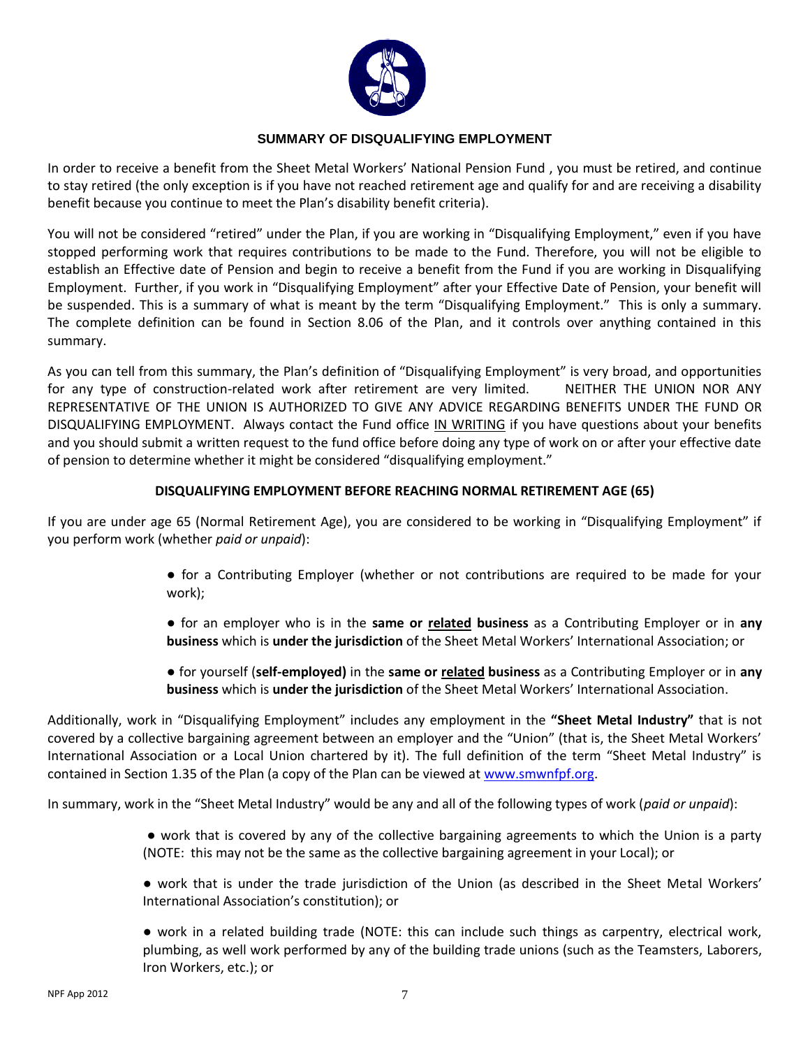## SUMMARY OF DISQUALIFYING EMPLOYMENT

In order to receive a benefit from the Sheet Metal Workers' National Pension Fund , you must be retired, and continue to stay retired (the only exception is if you have not reached retirement age and qualify for and are receiving a disability benefit because you continue to meet the Plan's disability benefit criteria).

You will not be considered "retired" under the Plan, if you are working in "Disqualifying Employment," even if you have stopped performing work that requires contributions to be made to the Fund. Therefore, you will not be eligible to establish an Effective date of Pension and begin to receive a benefit from the Fund if you are working in Disqualifying Employment. Further, if you work in "Disqualifying Employment" after your Effective Date of Pension, your benefit will be suspended. This is a summary of what is meant by the term "Disqualifying Employment." This is only a summary. The complete definition can be found in Section 8.06 of the Plan, and it controls over anything contained in this summary.

As you can tell from this summary, the Plan's definition of "Disqualifying Employment" is very broad, and opportunities for any type of construction-related work after retirement are very limited. NEITHER THE UNION NOR ANY REPRESENTATIVE OF THE UNION IS AUTHORIZED TO GIVE ANY ADVICE REGARDING BENEFITS UNDER THE FUND OR DISQUALIFYING EMPLOYMENT. Always contact the Fund office <u>IN WRITING</u> if you have questions about your benefits and you should submit a written request to the fund office before doing any type of work on or after your effective date of pension to determine whether it might be considered "disqualifying employment."

### DISQUALIFYING EMPLOYMENT BEFORE REACHING NORMAL RETIREMENT AGE (65)

If you are under age 65 (Normal Retirement Age), you are considered to be working in "Disqualifying Employment" if you perform work (whether *paid or unpaid*):

- for a Contributing Employer (whether or not contributions are required to be made for your work);
- for an employer who is in the **same or <u>related</u> business** as a Contributing Employer or in **any business** which is **under the jurisdiction** of the Sheet Metal Workers' International Association; or
- for yourself (**self-employed)** in the **same or <u>related</u> business** as a Contributing Employer or in **any business** which is **under the jurisdiction** of the Sheet Metal Workers' International Association.

Additionally, work in "Disqualifying Employment" includes any employment in the **"Sheet Metal Industry"** that is not covered by a collective bargaining agreement between an employer and the "Union" (that is, the Sheet Metal Workers' International Association or a Local Union chartered by it). The full definition of the term "Sheet Metal Industry" is contained in Section 1.35 of the Plan (a copy of the Plan can be viewed at [www.smwnfpf.org](www.smwnfpf.org).

In summary, work in the "Sheet Metal Industry" would be any and all of the following types of work (*paid or unpaid*):

- work that is covered by any of the collective bargaining agreements to which the Union is a party (NOTE: this may not be the same as the collective bargaining agreement in your Local); or
- work that is under the trade jurisdiction of the Union (as described in the Sheet Metal Workers' International Association's constitution); or
- work in a related building trade (NOTE: this can include such things as carpentry, electrical work, plumbing, as well work performed by any of the building trade unions (such as the Teamsters, Laborers, Iron Workers, etc.); or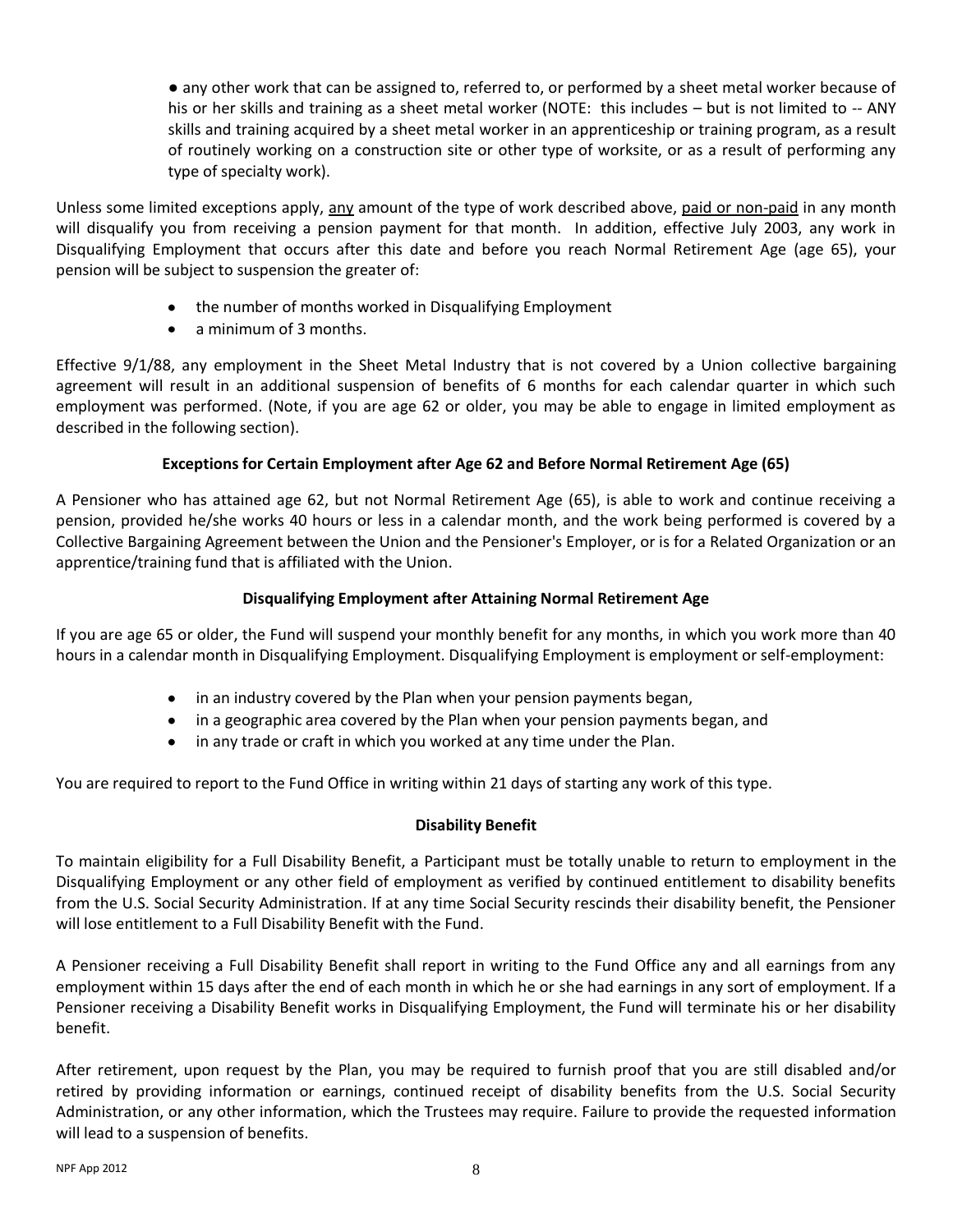- any other work that can be assigned to, referred to, or performed by a sheet metal worker because of his or her skills and training as a sheet metal worker (NOTE: this includes – but is not limited to -- ANY skills and training acquired by a sheet metal worker in an apprenticeship or training program, as a result of routinely working on a construction site or other type of worksite, or as a result of performing any type of specialty work).

Unless some limited exceptions apply, any amount of the type of work described above, paid or non-paid in any month will disqualify you from receiving a pension payment for that month. In addition, effective July 2003, any work in Disqualifying Employment that occurs after this date and before you reach Normal Retirement Age (age 65), your pension will be subject to suspension the greater of:

- the number of months worked in Disqualifying Employment
- a minimum of 3 months.

Effective 9/1/88, any employment in the Sheet Metal Industry that is not covered by a Union collective bargaining agreement will result in an additional suspension of benefits of 6 months for each calendar quarter in which such employment was performed. (Note, if you are age 62 or older, you may be able to engage in limited employment as described in the following section).

**Exceptions for Certain Employment after Age 62 and Before Normal Retirement Age (65)**

A Pensioner who has attained age 62, but not Normal Retirement Age (65), is able to work and continue receiving a pension, provided he/she works 40 hours or less in a calendar month, and the work being performed is covered by a Collective Bargaining Agreement between the Union and the Pensioner's Employer, or is for a Related Organization or an apprentice/training fund that is affiliated with the Union.

**Disqualifying Employment after Attaining Normal Retirement Age**

If you are age 65 or older, the Fund will suspend your monthly benefit for any months, in which you work more than 40 hours in a calendar month in Disqualifying Employment. Disqualifying Employment is employment or self-employment:

- in an industry covered by the Plan when your pension payments began,
- in a geographic area covered by the Plan when your pension payments began, and
- in any trade or craft in which you worked at any time under the Plan.

You are required to report to the Fund Office in writing within 21 days of starting any work of this type.

**Disability Benefit**

To maintain eligibility for a Full Disability Benefit, a Participant must be totally unable to return to employment in the Disqualifying Employment or any other field of employment as verified by continued entitlement to disability benefits from the U.S. Social Security Administration. If at any time Social Security rescinds their disability benefit, the Pensioner will lose entitlement to a Full Disability Benefit with the Fund.

A Pensioner receiving a Full Disability Benefit shall report in writing to the Fund Office any and all earnings from any employment within 15 days after the end of each month in which he or she had earnings in any sort of employment. If a Pensioner receiving a Disability Benefit works in Disqualifying Employment, the Fund will terminate his or her disability benefit.

After retirement, upon request by the Plan, you may be required to furnish proof that you are still disabled and/or retired by providing information or earnings, continued receipt of disability benefits from the U.S. Social Security Administration, or any other information, which the Trustees may require. Failure to provide the requested information will lead to a suspension of benefits.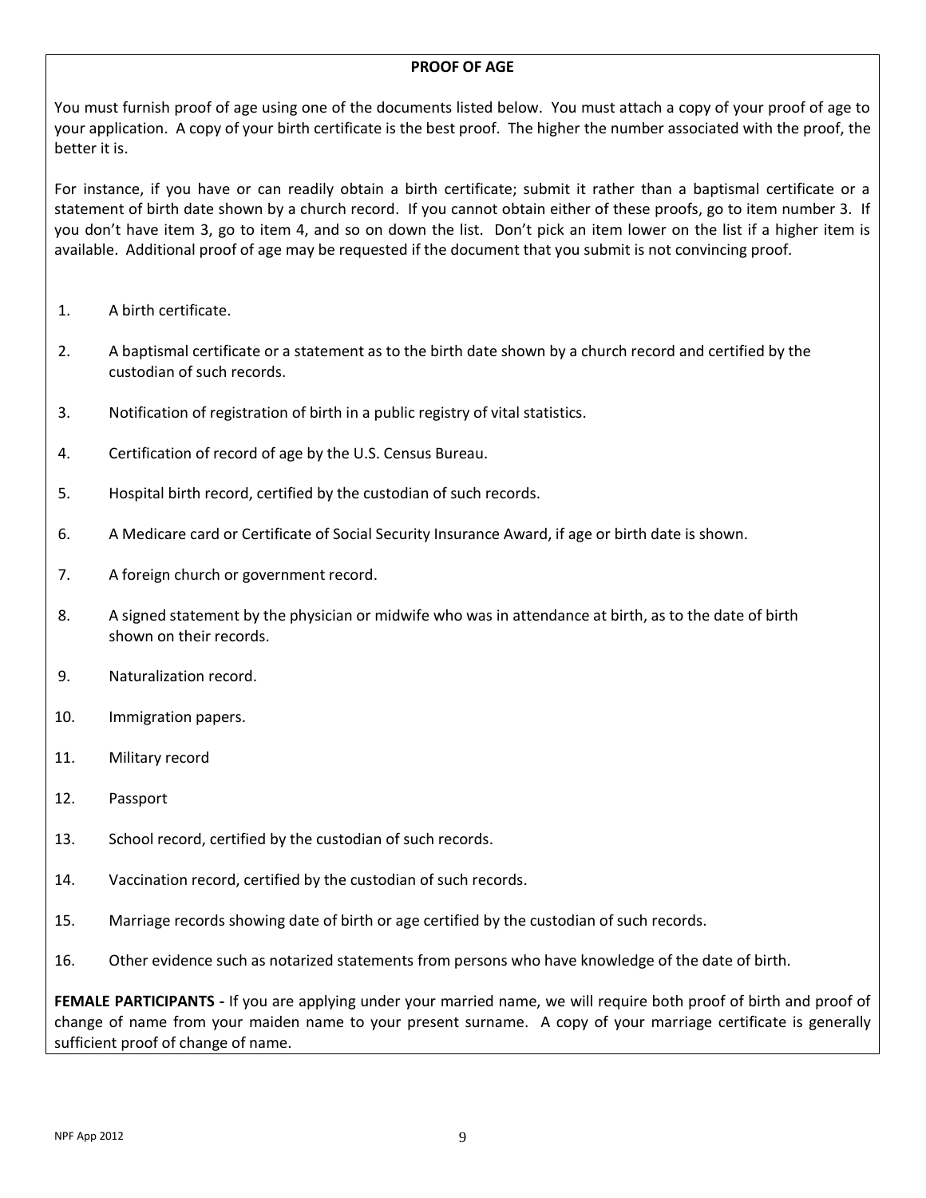## PROOF OF AGE

You must furnish proof of age using one of the documents listed below. You must attach a copy of your proof of age to your application. A copy of your birth certificate is the best proof. The higher the number associated with the proof, the better it is.

For instance, if you have or can readily obtain a birth certificate; submit it rather than a baptismal certificate or a statement of birth date shown by a church record. If you cannot obtain either of these proofs, go to item number 3. If you don't have item 3, go to item 4, and so on down the list. Don't pick an item lower on the list if a higher item is available. Additional proof of age may be requested if the document that you submit is not convincing proof.

1. A birth certificate.
2. A baptismal certificate or a statement as to the birth date shown by a church record and certified by the custodian of such records.
3. Notification of registration of birth in a public registry of vital statistics.
4. Certification of record of age by the U.S. Census Bureau.
5. Hospital birth record, certified by the custodian of such records.
6. A Medicare card or Certificate of Social Security Insurance Award, if age or birth date is shown.
7. A foreign church or government record.
8. A signed statement by the physician or midwife who was in attendance at birth, as to the date of birth shown on their records.
9. Naturalization record.
10. Immigration papers.
11. Military record
12. Passport
13. School record, certified by the custodian of such records.
14. Vaccination record, certified by the custodian of such records.
15. Marriage records showing date of birth or age certified by the custodian of such records.
16. Other evidence such as notarized statements from persons who have knowledge of the date of birth.

**FEMALE PARTICIPANTS -** If you are applying under your married name, we will require both proof of birth and proof of change of name from your maiden name to your present surname. A copy of your marriage certificate is generally sufficient proof of change of name.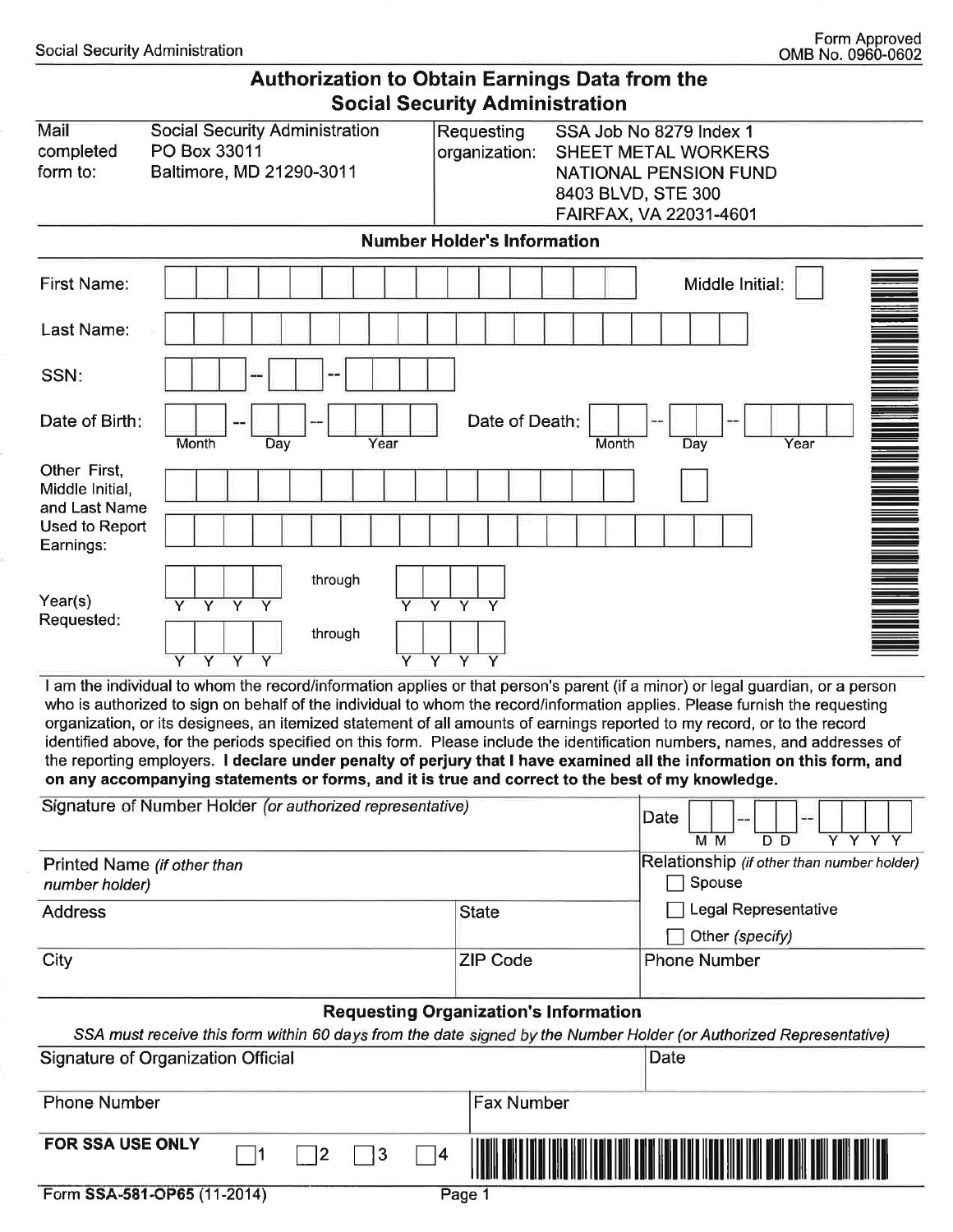Social Security Administration

Form Approved
OMB No. 0960-0602

# Authorization to Obtain Earnings Data from the Social Security Administration

| Mail completed form to: | Social Security Administration<br>PO Box 33011<br>Baltimore, MD 21290-3011 | Requesting organization: | SSA Job No 8279 Index 1<br>SHEET METAL WORKERS<br>NATIONAL PENSION FUND<br>8403 BLVD, STE 300<br>FAIRFAX, VA 22031-4601 |
|---|---|---|---|

## Number Holder's Information

First Name: ____________________ Middle Initial: ___

Last Name: ____________________

SSN: ___ -- __ -- ____

Date of Birth: ___ -- ___ -- ____ (Month Day Year) Date of Death: ___ -- ___ -- ____ (Month Day Year)

Other First, Middle Initial, and Last Name Used to Report Earnings: ____________________ ___ ____________________

Year(s) Requested: YYYY through YYYY
YYYY through YYYY

I am the individual to whom the record/information applies or that person's parent (if a minor) or legal guardian, or a person who is authorized to sign on behalf of the individual to whom the record/information applies. Please furnish the requesting organization, or its designees, an itemized statement of all amounts of earnings reported to my record, or to the record identified above, for the periods specified on this form. Please include the identification numbers, names, and addresses of the reporting employers. **I declare under penalty of perjury that I have examined all the information on this form, and on any accompanying statements or forms, and it is true and correct to the best of my knowledge.**

| Signature of Number Holder *(or authorized representative)* | | Date MM -- DD -- YYYY |
|---|---|---|
| Printed Name *(if other than number holder)* | | Relationship *(if other than number holder)*<br>☐ Spouse |
| Address | State | ☐ Legal Representative<br>☐ Other *(specify)* |
| City | ZIP Code | Phone Number |

## Requesting Organization's Information

*SSA must receive this form within 60 days from the date signed by the Number Holder (or Authorized Representative)*

| Signature of Organization Official | Date |
|---|---|
| Phone Number | Fax Number |

**FOR SSA USE ONLY** ☐1 ☐2 ☐3 ☐4

Form **SSA-581-OP65** (11-2014)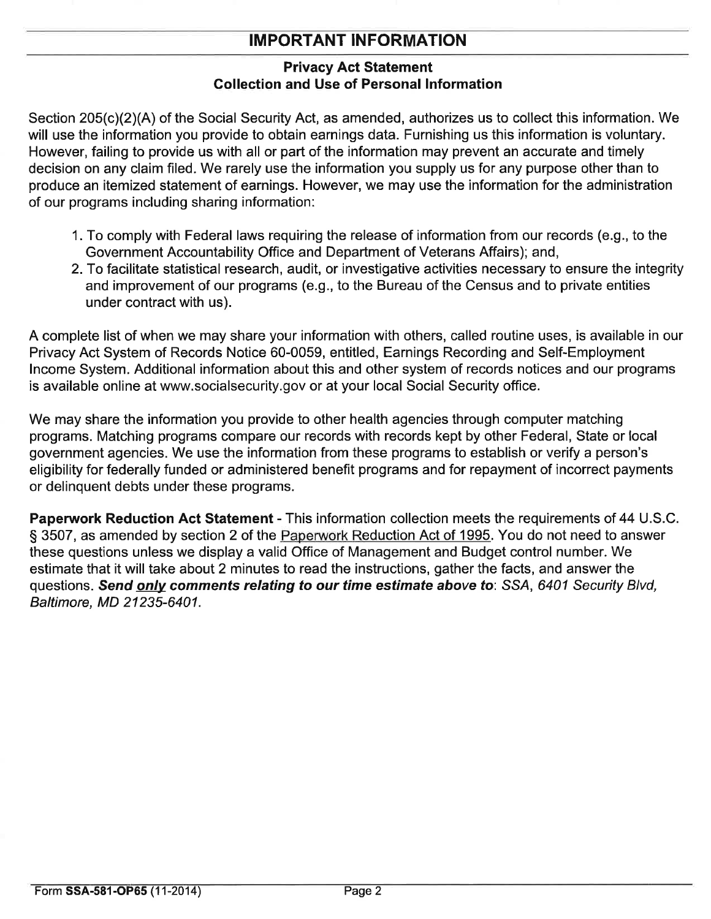## IMPORTANT INFORMATION

### Privacy Act Statement
### Collection and Use of Personal Information

Section 205(c)(2)(A) of the Social Security Act, as amended, authorizes us to collect this information. We will use the information you provide to obtain earnings data. Furnishing us this information is voluntary. However, failing to provide us with all or part of the information may prevent an accurate and timely decision on any claim filed. We rarely use the information you supply us for any purpose other than to produce an itemized statement of earnings. However, we may use the information for the administration of our programs including sharing information:

1. To comply with Federal laws requiring the release of information from our records (e.g., to the Government Accountability Office and Department of Veterans Affairs); and,
2. To facilitate statistical research, audit, or investigative activities necessary to ensure the integrity and improvement of our programs (e.g., to the Bureau of the Census and to private entities under contract with us).

A complete list of when we may share your information with others, called routine uses, is available in our Privacy Act System of Records Notice 60-0059, entitled, Earnings Recording and Self-Employment Income System. Additional information about this and other system of records notices and our programs is available online at www.socialsecurity.gov or at your local Social Security office.

We may share the information you provide to other health agencies through computer matching programs. Matching programs compare our records with records kept by other Federal, State or local government agencies. We use the information from these programs to establish or verify a person's eligibility for federally funded or administered benefit programs and for repayment of incorrect payments or delinquent debts under these programs.

**Paperwork Reduction Act Statement** - This information collection meets the requirements of 44 U.S.C. § 3507, as amended by section 2 of the Paperwork Reduction Act of 1995. You do not need to answer these questions unless we display a valid Office of Management and Budget control number. We estimate that it will take about 2 minutes to read the instructions, gather the facts, and answer the questions. ***Send only comments relating to our time estimate above to***: *SSA, 6401 Security Blvd, Baltimore, MD 21235-6401.*

Form **SSA-581-OP65** (11-2014)